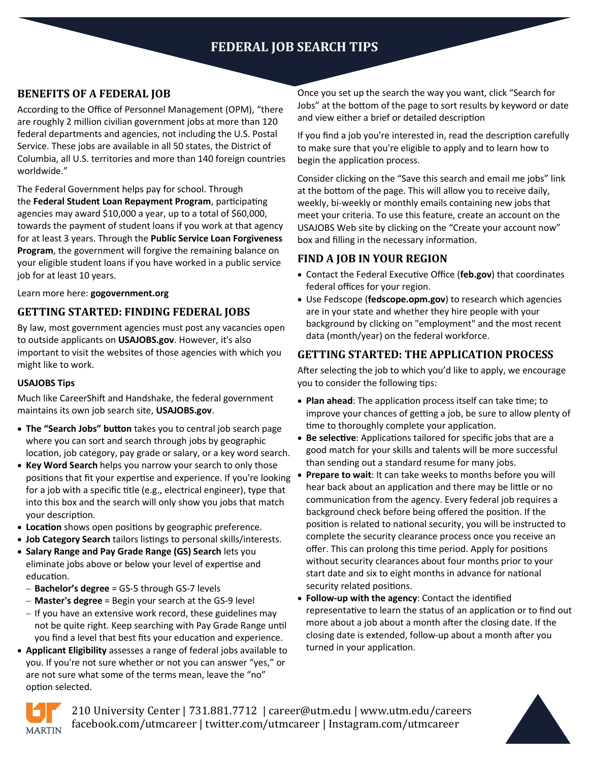# FEDERAL JOB SEARCH TIPS

## BENEFITS OF A FEDERAL JOB

According to the Office of Personnel Management (OPM), "there are roughly 2 million civilian government jobs at more than 120 federal departments and agencies, not including the U.S. Postal Service. These jobs are available in all 50 states, the District of Columbia, all U.S. territories and more than 140 foreign countries worldwide."

The Federal Government helps pay for school. Through the **Federal Student Loan Repayment Program**, participating agencies may award $10,000 a year, up to a total of $60,000, towards the payment of student loans if you work at that agency for at least 3 years. Through the **Public Service Loan Forgiveness Program**, the government will forgive the remaining balance on your eligible student loans if you have worked in a public service job for at least 10 years.

Learn more here: **gogovernment.org**

## GETTING STARTED: FINDING FEDERAL JOBS

By law, most government agencies must post any vacancies open to outside applicants on **USAJOBS.gov**. However, it's also important to visit the websites of those agencies with which you might like to work.

### USAJOBS Tips

Much like CareerShift and Handshake, the federal government maintains its own job search site, **USAJOBS.gov**.

- **The "Search Jobs" button** takes you to central job search page where you can sort and search through jobs by geographic location, job category, pay grade or salary, or a key word search.
- **Key Word Search** helps you narrow your search to only those positions that fit your expertise and experience. If you're looking for a job with a specific title (e.g., electrical engineer), type that into this box and the search will only show you jobs that match your description.
- **Location** shows open positions by geographic preference.
- **Job Category Search** tailors listings to personal skills/interests.
- **Salary Range and Pay Grade Range (GS) Search** lets you eliminate jobs above or below your level of expertise and education.
  - **Bachelor's degree** = GS-5 through GS-7 levels
  - **Master's degree** = Begin your search at the GS-9 level
  - If you have an extensive work record, these guidelines may not be quite right. Keep searching with Pay Grade Range until you find a level that best fits your education and experience.
- **Applicant Eligibility** assesses a range of federal jobs available to you. If you're not sure whether or not you can answer "yes," or are not sure what some of the terms mean, leave the "no" option selected.

Once you set up the search the way you want, click "Search for Jobs" at the bottom of the page to sort results by keyword or date and view either a brief or detailed description

If you find a job you're interested in, read the description carefully to make sure that you're eligible to apply and to learn how to begin the application process.

Consider clicking on the "Save this search and email me jobs" link at the bottom of the page. This will allow you to receive daily, weekly, bi-weekly or monthly emails containing new jobs that meet your criteria. To use this feature, create an account on the USAJOBS Web site by clicking on the "Create your account now" box and filling in the necessary information.

## FIND A JOB IN YOUR REGION

- Contact the Federal Executive Office (**feb.gov**) that coordinates federal offices for your region.
- Use Fedscope (**fedscope.opm.gov**) to research which agencies are in your state and whether they hire people with your background by clicking on "employment" and the most recent data (month/year) on the federal workforce.

## GETTING STARTED: THE APPLICATION PROCESS

After selecting the job to which you'd like to apply, we encourage you to consider the following tips:

- **Plan ahead**: The application process itself can take time; to improve your chances of getting a job, be sure to allow plenty of time to thoroughly complete your application.
- **Be selective**: Applications tailored for specific jobs that are a good match for your skills and talents will be more successful than sending out a standard resume for many jobs.
- **Prepare to wait**: It can take weeks to months before you will hear back about an application and there may be little or no communication from the agency. Every federal job requires a background check before being offered the position. If the position is related to national security, you will be instructed to complete the security clearance process once you receive an offer. This can prolong this time period. Apply for positions without security clearances about four months prior to your start date and six to eight months in advance for national security related positions.
- **Follow-up with the agency**: Contact the identified representative to learn the status of an application or to find out more about a job about a month after the closing date. If the closing date is extended, follow-up about a month after you turned in your application.

210 University Center | 731.881.7712 | career@utm.edu | www.utm.edu/careers
facebook.com/utmcareer | twitter.com/utmcareer | Instagram.com/utmcareer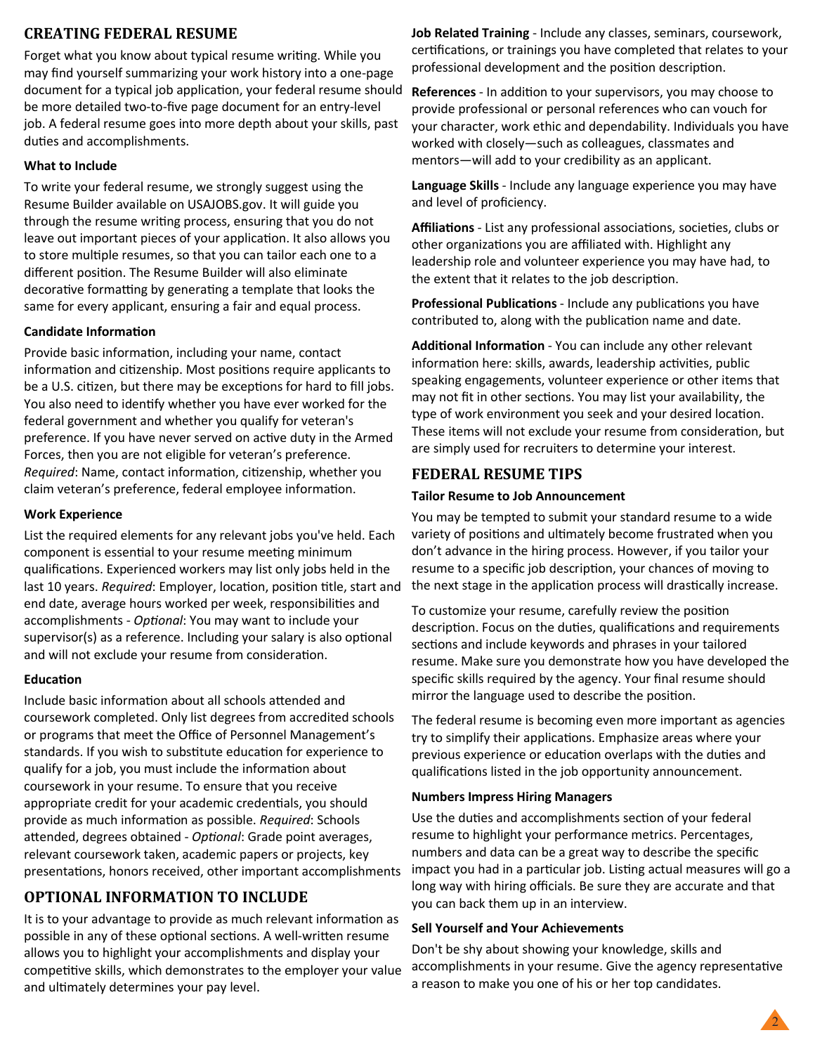## CREATING FEDERAL RESUME

Forget what you know about typical resume writing. While you may find yourself summarizing your work history into a one-page document for a typical job application, your federal resume should be more detailed two-to-five page document for an entry-level job. A federal resume goes into more depth about your skills, past duties and accomplishments.

### What to Include

To write your federal resume, we strongly suggest using the Resume Builder available on USAJOBS.gov. It will guide you through the resume writing process, ensuring that you do not leave out important pieces of your application. It also allows you to store multiple resumes, so that you can tailor each one to a different position. The Resume Builder will also eliminate decorative formatting by generating a template that looks the same for every applicant, ensuring a fair and equal process.

### Candidate Information

Provide basic information, including your name, contact information and citizenship. Most positions require applicants to be a U.S. citizen, but there may be exceptions for hard to fill jobs. You also need to identify whether you have ever worked for the federal government and whether you qualify for veteran's preference. If you have never served on active duty in the Armed Forces, then you are not eligible for veteran's preference. *Required*: Name, contact information, citizenship, whether you claim veteran's preference, federal employee information.

### Work Experience

List the required elements for any relevant jobs you've held. Each component is essential to your resume meeting minimum qualifications. Experienced workers may list only jobs held in the last 10 years. *Required*: Employer, location, position title, start and end date, average hours worked per week, responsibilities and accomplishments - *Optional*: You may want to include your supervisor(s) as a reference. Including your salary is also optional and will not exclude your resume from consideration.

### Education

Include basic information about all schools attended and coursework completed. Only list degrees from accredited schools or programs that meet the Office of Personnel Management's standards. If you wish to substitute education for experience to qualify for a job, you must include the information about coursework in your resume. To ensure that you receive appropriate credit for your academic credentials, you should provide as much information as possible. *Required*: Schools attended, degrees obtained - *Optional*: Grade point averages, relevant coursework taken, academic papers or projects, key presentations, honors received, other important accomplishments

## OPTIONAL INFORMATION TO INCLUDE

It is to your advantage to provide as much relevant information as possible in any of these optional sections. A well-written resume allows you to highlight your accomplishments and display your competitive skills, which demonstrates to the employer your value and ultimately determines your pay level.

**Job Related Training** - Include any classes, seminars, coursework, certifications, or trainings you have completed that relates to your professional development and the position description.

**References** - In addition to your supervisors, you may choose to provide professional or personal references who can vouch for your character, work ethic and dependability. Individuals you have worked with closely—such as colleagues, classmates and mentors—will add to your credibility as an applicant.

**Language Skills** - Include any language experience you may have and level of proficiency.

**Affiliations** - List any professional associations, societies, clubs or other organizations you are affiliated with. Highlight any leadership role and volunteer experience you may have had, to the extent that it relates to the job description.

**Professional Publications** - Include any publications you have contributed to, along with the publication name and date.

**Additional Information** - You can include any other relevant information here: skills, awards, leadership activities, public speaking engagements, volunteer experience or other items that may not fit in other sections. You may list your availability, the type of work environment you seek and your desired location. These items will not exclude your resume from consideration, but are simply used for recruiters to determine your interest.

## FEDERAL RESUME TIPS

### Tailor Resume to Job Announcement

You may be tempted to submit your standard resume to a wide variety of positions and ultimately become frustrated when you don't advance in the hiring process. However, if you tailor your resume to a specific job description, your chances of moving to the next stage in the application process will drastically increase.

To customize your resume, carefully review the position description. Focus on the duties, qualifications and requirements sections and include keywords and phrases in your tailored resume. Make sure you demonstrate how you have developed the specific skills required by the agency. Your final resume should mirror the language used to describe the position.

The federal resume is becoming even more important as agencies try to simplify their applications. Emphasize areas where your previous experience or education overlaps with the duties and qualifications listed in the job opportunity announcement.

### Numbers Impress Hiring Managers

Use the duties and accomplishments section of your federal resume to highlight your performance metrics. Percentages, numbers and data can be a great way to describe the specific impact you had in a particular job. Listing actual measures will go a long way with hiring officials. Be sure they are accurate and that you can back them up in an interview.

### Sell Yourself and Your Achievements

Don't be shy about showing your knowledge, skills and accomplishments in your resume. Give the agency representative a reason to make you one of his or her top candidates.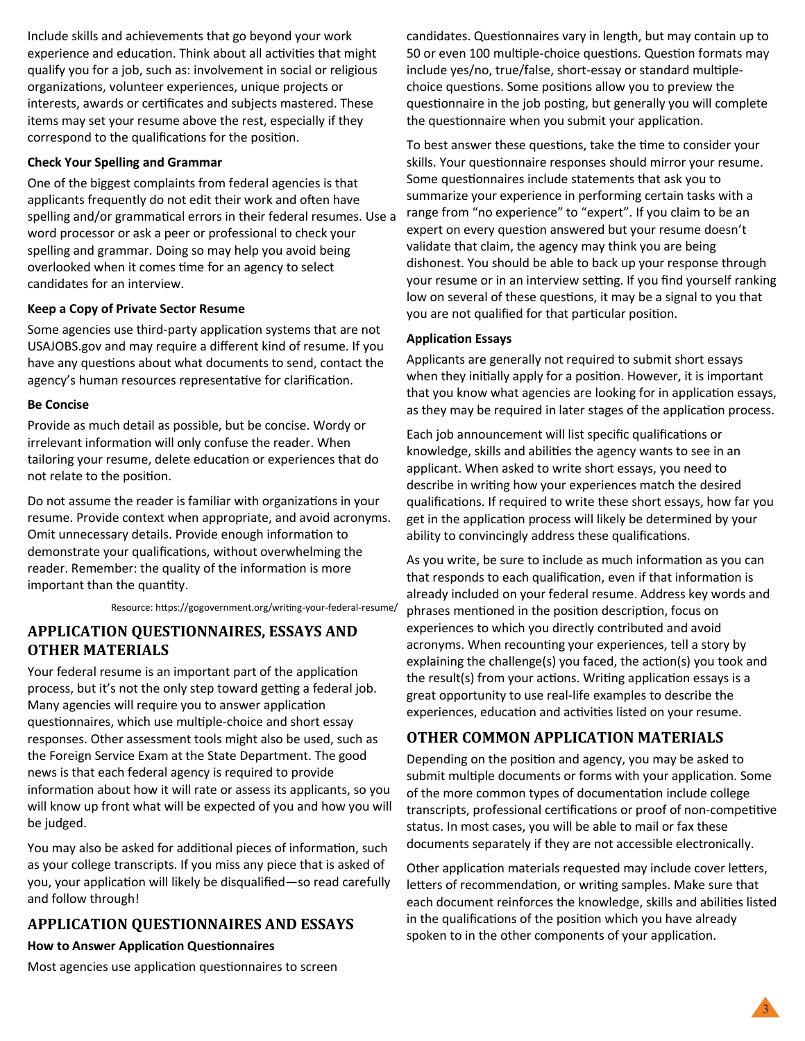Include skills and achievements that go beyond your work experience and education. Think about all activities that might qualify you for a job, such as: involvement in social or religious organizations, volunteer experiences, unique projects or interests, awards or certificates and subjects mastered. These items may set your resume above the rest, especially if they correspond to the qualifications for the position.

**Check Your Spelling and Grammar**

One of the biggest complaints from federal agencies is that applicants frequently do not edit their work and often have spelling and/or grammatical errors in their federal resumes. Use a word processor or ask a peer or professional to check your spelling and grammar. Doing so may help you avoid being overlooked when it comes time for an agency to select candidates for an interview.

**Keep a Copy of Private Sector Resume**

Some agencies use third-party application systems that are not USAJOBS.gov and may require a different kind of resume. If you have any questions about what documents to send, contact the agency's human resources representative for clarification.

**Be Concise**

Provide as much detail as possible, but be concise. Wordy or irrelevant information will only confuse the reader. When tailoring your resume, delete education or experiences that do not relate to the position.

Do not assume the reader is familiar with organizations in your resume. Provide context when appropriate, and avoid acronyms. Omit unnecessary details. Provide enough information to demonstrate your qualifications, without overwhelming the reader. Remember: the quality of the information is more important than the quantity.

Resource: https://gogovernment.org/writing-your-federal-resume/

## APPLICATION QUESTIONNAIRES, ESSAYS AND OTHER MATERIALS

Your federal resume is an important part of the application process, but it's not the only step toward getting a federal job. Many agencies will require you to answer application questionnaires, which use multiple-choice and short essay responses. Other assessment tools might also be used, such as the Foreign Service Exam at the State Department. The good news is that each federal agency is required to provide information about how it will rate or assess its applicants, so you will know up front what will be expected of you and how you will be judged.

You may also be asked for additional pieces of information, such as your college transcripts. If you miss any piece that is asked of you, your application will likely be disqualified—so read carefully and follow through!

## APPLICATION QUESTIONNAIRES AND ESSAYS

**How to Answer Application Questionnaires**

Most agencies use application questionnaires to screen candidates. Questionnaires vary in length, but may contain up to 50 or even 100 multiple-choice questions. Question formats may include yes/no, true/false, short-essay or standard multiple-choice questions. Some positions allow you to preview the questionnaire in the job posting, but generally you will complete the questionnaire when you submit your application.

To best answer these questions, take the time to consider your skills. Your questionnaire responses should mirror your resume. Some questionnaires include statements that ask you to summarize your experience in performing certain tasks with a range from "no experience" to "expert". If you claim to be an expert on every question answered but your resume doesn't validate that claim, the agency may think you are being dishonest. You should be able to back up your response through your resume or in an interview setting. If you find yourself ranking low on several of these questions, it may be a signal to you that you are not qualified for that particular position.

**Application Essays**

Applicants are generally not required to submit short essays when they initially apply for a position. However, it is important that you know what agencies are looking for in application essays, as they may be required in later stages of the application process.

Each job announcement will list specific qualifications or knowledge, skills and abilities the agency wants to see in an applicant. When asked to write short essays, you need to describe in writing how your experiences match the desired qualifications. If required to write these short essays, how far you get in the application process will likely be determined by your ability to convincingly address these qualifications.

As you write, be sure to include as much information as you can that responds to each qualification, even if that information is already included on your federal resume. Address key words and phrases mentioned in the position description, focus on experiences to which you directly contributed and avoid acronyms. When recounting your experiences, tell a story by explaining the challenge(s) you faced, the action(s) you took and the result(s) from your actions. Writing application essays is a great opportunity to use real-life examples to describe the experiences, education and activities listed on your resume.

## OTHER COMMON APPLICATION MATERIALS

Depending on the position and agency, you may be asked to submit multiple documents or forms with your application. Some of the more common types of documentation include college transcripts, professional certifications or proof of non-competitive status. In most cases, you will be able to mail or fax these documents separately if they are not accessible electronically.

Other application materials requested may include cover letters, letters of recommendation, or writing samples. Make sure that each document reinforces the knowledge, skills and abilities listed in the qualifications of the position which you have already spoken to in the other components of your application.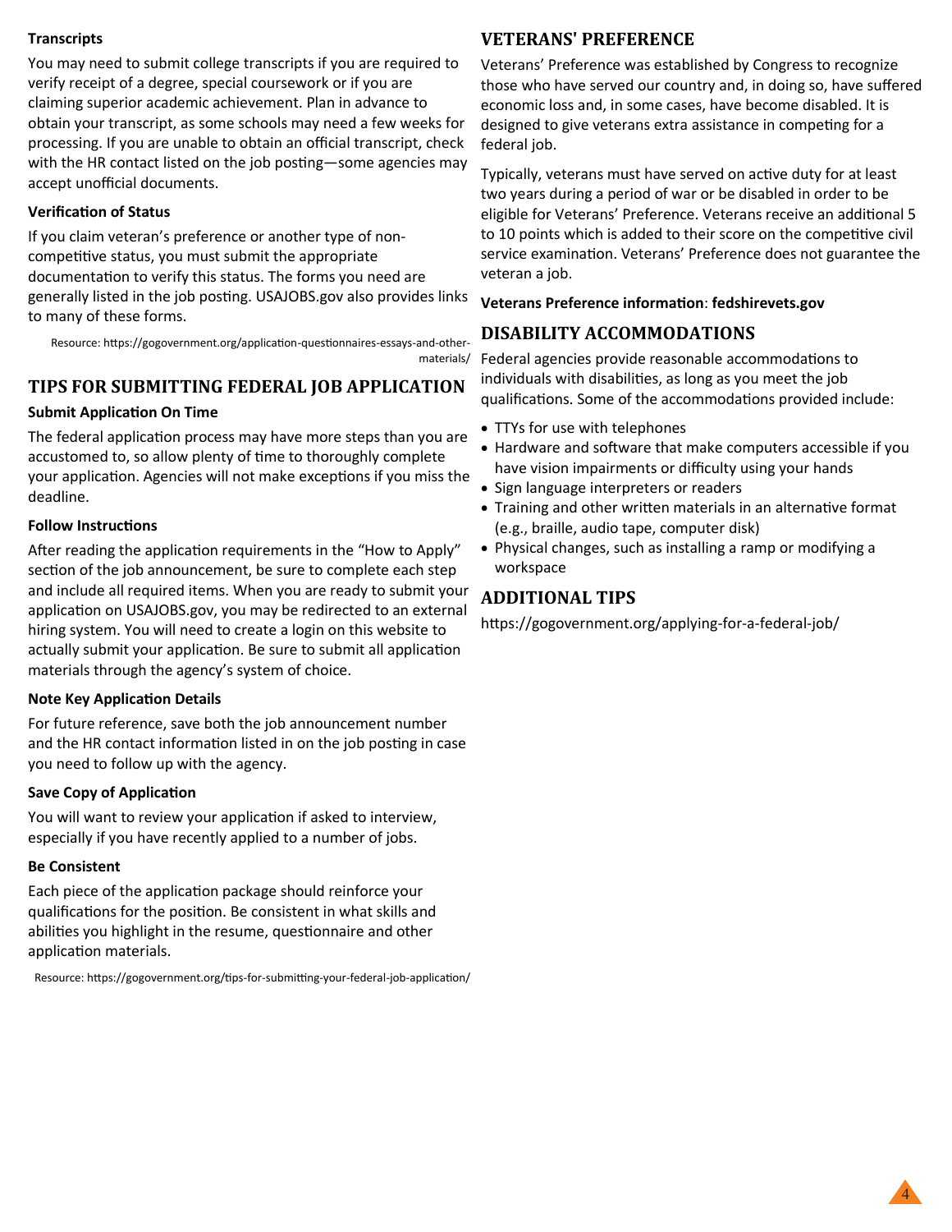### Transcripts

You may need to submit college transcripts if you are required to verify receipt of a degree, special coursework or if you are claiming superior academic achievement. Plan in advance to obtain your transcript, as some schools may need a few weeks for processing. If you are unable to obtain an official transcript, check with the HR contact listed on the job posting—some agencies may accept unofficial documents.

### Verification of Status

If you claim veteran's preference or another type of non-competitive status, you must submit the appropriate documentation to verify this status. The forms you need are generally listed in the job posting. USAJOBS.gov also provides links to many of these forms.

Resource: https://gogovernment.org/application-questionnaires-essays-and-other-materials/

## TIPS FOR SUBMITTING FEDERAL JOB APPLICATION

### Submit Application On Time

The federal application process may have more steps than you are accustomed to, so allow plenty of time to thoroughly complete your application. Agencies will not make exceptions if you miss the deadline.

### Follow Instructions

After reading the application requirements in the "How to Apply" section of the job announcement, be sure to complete each step and include all required items. When you are ready to submit your application on USAJOBS.gov, you may be redirected to an external hiring system. You will need to create a login on this website to actually submit your application. Be sure to submit all application materials through the agency's system of choice.

### Note Key Application Details

For future reference, save both the job announcement number and the HR contact information listed in on the job posting in case you need to follow up with the agency.

### Save Copy of Application

You will want to review your application if asked to interview, especially if you have recently applied to a number of jobs.

### Be Consistent

Each piece of the application package should reinforce your qualifications for the position. Be consistent in what skills and abilities you highlight in the resume, questionnaire and other application materials.

Resource: https://gogovernment.org/tips-for-submitting-your-federal-job-application/

## VETERANS' PREFERENCE

Veterans' Preference was established by Congress to recognize those who have served our country and, in doing so, have suffered economic loss and, in some cases, have become disabled. It is designed to give veterans extra assistance in competing for a federal job.

Typically, veterans must have served on active duty for at least two years during a period of war or be disabled in order to be eligible for Veterans' Preference. Veterans receive an additional 5 to 10 points which is added to their score on the competitive civil service examination. Veterans' Preference does not guarantee the veteran a job.

**Veterans Preference information**: **fedshirevets.gov**

## DISABILITY ACCOMMODATIONS

Federal agencies provide reasonable accommodations to individuals with disabilities, as long as you meet the job qualifications. Some of the accommodations provided include:

- TTYs for use with telephones
- Hardware and software that make computers accessible if you have vision impairments or difficulty using your hands
- Sign language interpreters or readers
- Training and other written materials in an alternative format (e.g., braille, audio tape, computer disk)
- Physical changes, such as installing a ramp or modifying a workspace

## ADDITIONAL TIPS

https://gogovernment.org/applying-for-a-federal-job/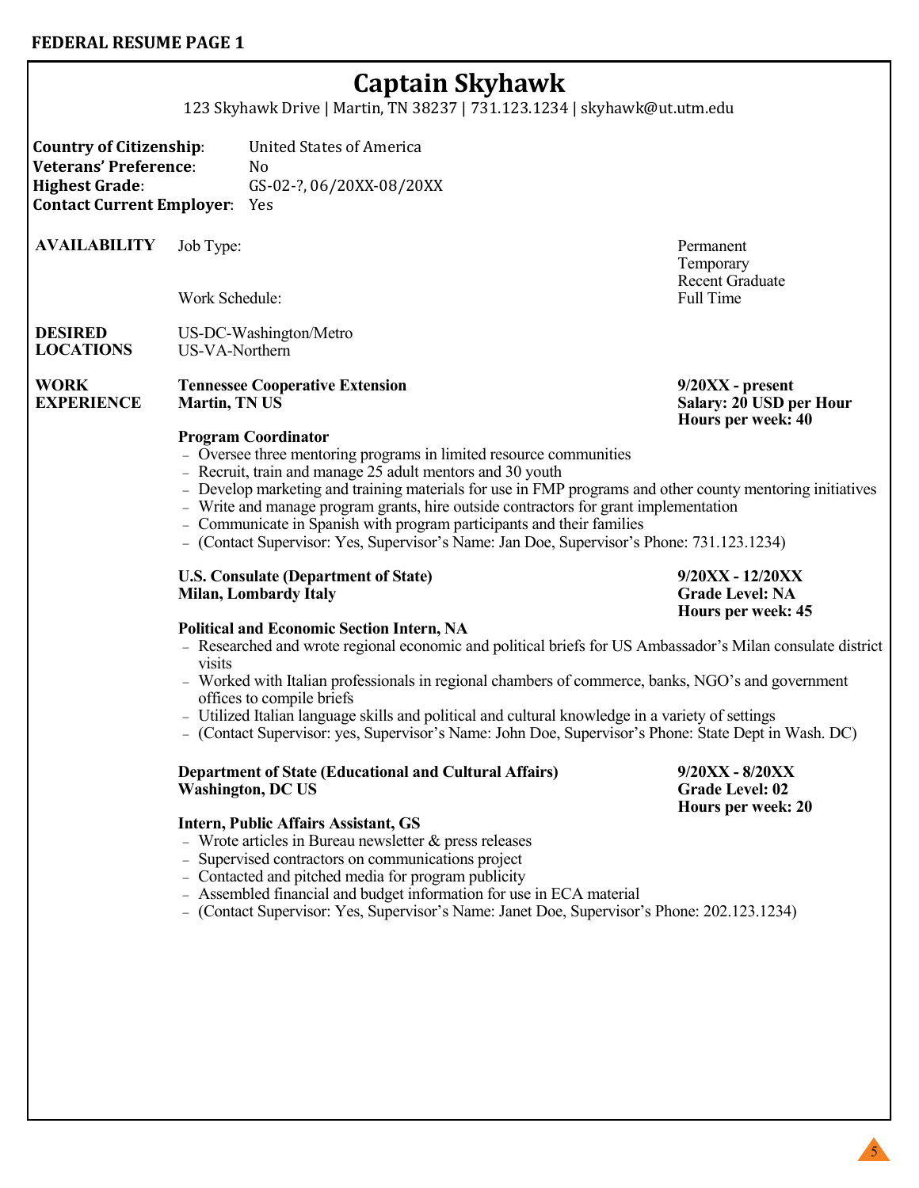**FEDERAL RESUME PAGE 1**

# Captain Skyhawk

123 Skyhawk Drive | Martin, TN 38237 | 731.123.1234 | skyhawk@ut.utm.edu

**Country of Citizenship**: United States of America
**Veterans' Preference**: No
**Highest Grade**: GS-02-?, 06/20XX-08/20XX
**Contact Current Employer**: Yes

**AVAILABILITY**

Job Type: Permanent, Temporary, Recent Graduate

Work Schedule: Full Time

**DESIRED LOCATIONS**

US-DC-Washington/Metro
US-VA-Northern

**WORK EXPERIENCE**

**Tennessee Cooperative Extension** — **9/20XX - present**
**Martin, TN US** — **Salary: 20 USD per Hour**
**Hours per week: 40**

**Program Coordinator**

- Oversee three mentoring programs in limited resource communities
- Recruit, train and manage 25 adult mentors and 30 youth
- Develop marketing and training materials for use in FMP programs and other county mentoring initiatives
- Write and manage program grants, hire outside contractors for grant implementation
- Communicate in Spanish with program participants and their families
- (Contact Supervisor: Yes, Supervisor's Name: Jan Doe, Supervisor's Phone: 731.123.1234)

**U.S. Consulate (Department of State)** — **9/20XX - 12/20XX**
**Milan, Lombardy Italy** — **Grade Level: NA**
**Hours per week: 45**

**Political and Economic Section Intern, NA**

- Researched and wrote regional economic and political briefs for US Ambassador's Milan consulate district visits
- Worked with Italian professionals in regional chambers of commerce, banks, NGO's and government offices to compile briefs
- Utilized Italian language skills and political and cultural knowledge in a variety of settings
- (Contact Supervisor: yes, Supervisor's Name: John Doe, Supervisor's Phone: State Dept in Wash. DC)

**Department of State (Educational and Cultural Affairs)** — **9/20XX - 8/20XX**
**Washington, DC US** — **Grade Level: 02**
**Hours per week: 20**

**Intern, Public Affairs Assistant, GS**

- Wrote articles in Bureau newsletter & press releases
- Supervised contractors on communications project
- Contacted and pitched media for program publicity
- Assembled financial and budget information for use in ECA material
- (Contact Supervisor: Yes, Supervisor's Name: Janet Doe, Supervisor's Phone: 202.123.1234)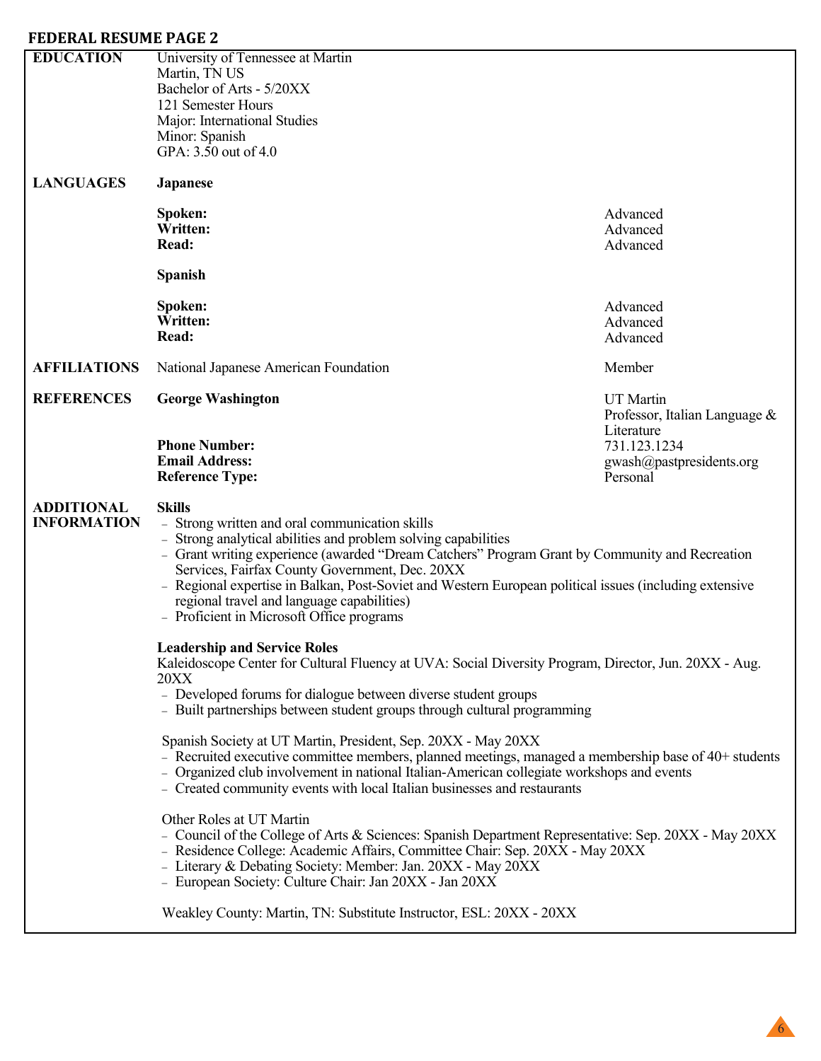## FEDERAL RESUME PAGE 2

**EDUCATION**

University of Tennessee at Martin
Martin, TN US
Bachelor of Arts - 5/20XX
121 Semester Hours
Major: International Studies
Minor: Spanish
GPA: 3.50 out of 4.0

**LANGUAGES**

**Japanese**

| | |
|---|---|
| **Spoken:** | Advanced |
| **Written:** | Advanced |
| **Read:** | Advanced |

**Spanish**

| | |
|---|---|
| **Spoken:** | Advanced |
| **Written:** | Advanced |
| **Read:** | Advanced |

**AFFILIATIONS**

National Japanese American Foundation — Member

**REFERENCES**

| | |
|---|---|
| **George Washington** | UT Martin<br>Professor, Italian Language & Literature |
| **Phone Number:** | 731.123.1234 |
| **Email Address:** | gwash@pastpresidents.org |
| **Reference Type:** | Personal |

**ADDITIONAL INFORMATION**

**Skills**
- Strong written and oral communication skills
- Strong analytical abilities and problem solving capabilities
- Grant writing experience (awarded "Dream Catchers" Program Grant by Community and Recreation Services, Fairfax County Government, Dec. 20XX
- Regional expertise in Balkan, Post-Soviet and Western European political issues (including extensive regional travel and language capabilities)
- Proficient in Microsoft Office programs

**Leadership and Service Roles**

Kaleidoscope Center for Cultural Fluency at UVA: Social Diversity Program, Director, Jun. 20XX - Aug. 20XX
- Developed forums for dialogue between diverse student groups
- Built partnerships between student groups through cultural programming

Spanish Society at UT Martin, President, Sep. 20XX - May 20XX
- Recruited executive committee members, planned meetings, managed a membership base of 40+ students
- Organized club involvement in national Italian-American collegiate workshops and events
- Created community events with local Italian businesses and restaurants

Other Roles at UT Martin
- Council of the College of Arts & Sciences: Spanish Department Representative: Sep. 20XX - May 20XX
- Residence College: Academic Affairs, Committee Chair: Sep. 20XX - May 20XX
- Literary & Debating Society: Member: Jan. 20XX - May 20XX
- European Society: Culture Chair: Jan 20XX - Jan 20XX

Weakley County: Martin, TN: Substitute Instructor, ESL: 20XX - 20XX